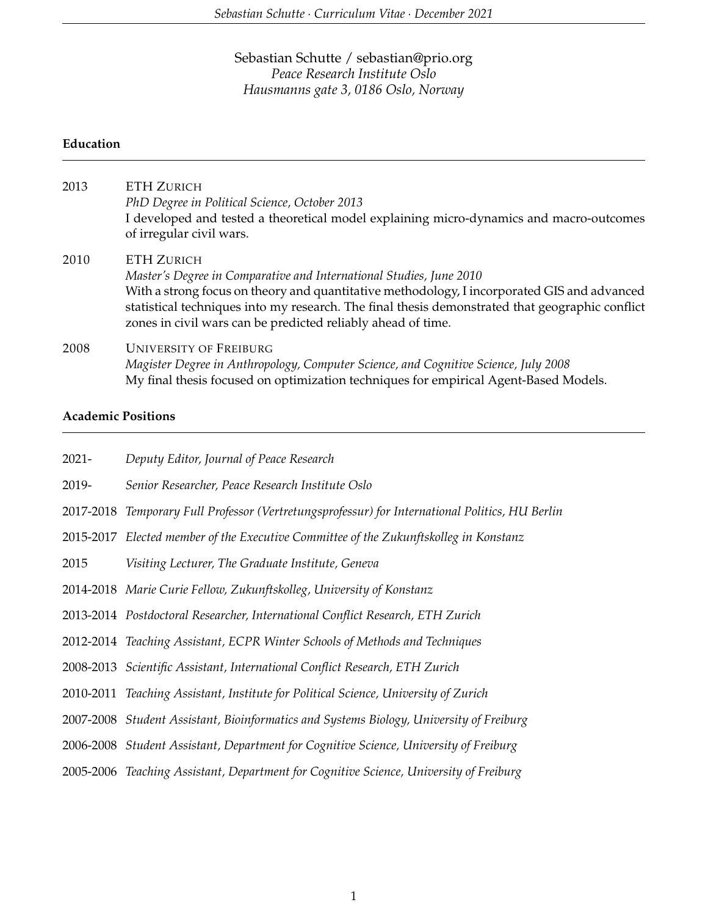Sebastian Schutte / sebastian@prio.org
*Peace Research Institute Oslo*
*Hausmanns gate 3, 0186 Oslo, Norway*

## Education

2013 ETH ZURICH
*PhD Degree in Political Science, October 2013*
I developed and tested a theoretical model explaining micro-dynamics and macro-outcomes of irregular civil wars.

2010 ETH ZURICH
*Master's Degree in Comparative and International Studies, June 2010*
With a strong focus on theory and quantitative methodology, I incorporated GIS and advanced statistical techniques into my research. The final thesis demonstrated that geographic conflict zones in civil wars can be predicted reliably ahead of time.

2008 UNIVERSITY OF FREIBURG
*Magister Degree in Anthropology, Computer Science, and Cognitive Science, July 2008*
My final thesis focused on optimization techniques for empirical Agent-Based Models.

## Academic Positions

2021- *Deputy Editor, Journal of Peace Research*

2019- *Senior Researcher, Peace Research Institute Oslo*

2017-2018 *Temporary Full Professor (Vertretungsprofessur) for International Politics, HU Berlin*

2015-2017 *Elected member of the Executive Committee of the Zukunftskolleg in Konstanz*

2015 *Visiting Lecturer, The Graduate Institute, Geneva*

2014-2018 *Marie Curie Fellow, Zukunftskolleg, University of Konstanz*

2013-2014 *Postdoctoral Researcher, International Conflict Research, ETH Zurich*

2012-2014 *Teaching Assistant, ECPR Winter Schools of Methods and Techniques*

2008-2013 *Scientific Assistant, International Conflict Research, ETH Zurich*

2010-2011 *Teaching Assistant, Institute for Political Science, University of Zurich*

2007-2008 *Student Assistant, Bioinformatics and Systems Biology, University of Freiburg*

2006-2008 *Student Assistant, Department for Cognitive Science, University of Freiburg*

2005-2006 *Teaching Assistant, Department for Cognitive Science, University of Freiburg*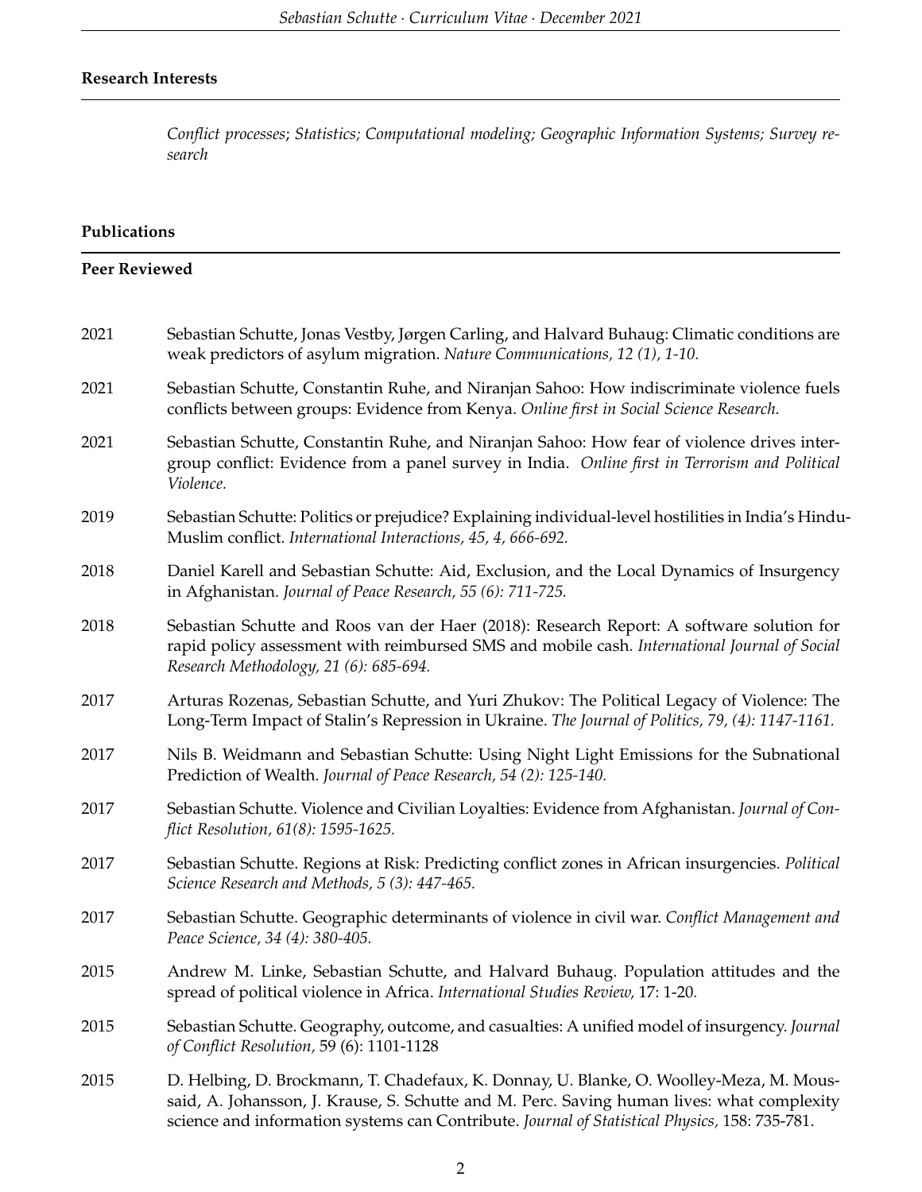## Research Interests

*Conflict processes; Statistics; Computational modeling; Geographic Information Systems; Survey research*

## Publications

### Peer Reviewed

2021 Sebastian Schutte, Jonas Vestby, Jørgen Carling, and Halvard Buhaug: Climatic conditions are weak predictors of asylum migration. *Nature Communications, 12 (1), 1-10.*

2021 Sebastian Schutte, Constantin Ruhe, and Niranjan Sahoo: How indiscriminate violence fuels conflicts between groups: Evidence from Kenya. *Online first in Social Science Research.*

2021 Sebastian Schutte, Constantin Ruhe, and Niranjan Sahoo: How fear of violence drives intergroup conflict: Evidence from a panel survey in India. *Online first in Terrorism and Political Violence.*

2019 Sebastian Schutte: Politics or prejudice? Explaining individual-level hostilities in India's Hindu-Muslim conflict. *International Interactions, 45, 4, 666-692.*

2018 Daniel Karell and Sebastian Schutte: Aid, Exclusion, and the Local Dynamics of Insurgency in Afghanistan. *Journal of Peace Research, 55 (6): 711-725.*

2018 Sebastian Schutte and Roos van der Haer (2018): Research Report: A software solution for rapid policy assessment with reimbursed SMS and mobile cash. *International Journal of Social Research Methodology, 21 (6): 685-694.*

2017 Arturas Rozenas, Sebastian Schutte, and Yuri Zhukov: The Political Legacy of Violence: The Long-Term Impact of Stalin's Repression in Ukraine. *The Journal of Politics, 79, (4): 1147-1161.*

2017 Nils B. Weidmann and Sebastian Schutte: Using Night Light Emissions for the Subnational Prediction of Wealth. *Journal of Peace Research, 54 (2): 125-140.*

2017 Sebastian Schutte. Violence and Civilian Loyalties: Evidence from Afghanistan. *Journal of Conflict Resolution, 61(8): 1595-1625.*

2017 Sebastian Schutte. Regions at Risk: Predicting conflict zones in African insurgencies. *Political Science Research and Methods, 5 (3): 447-465.*

2017 Sebastian Schutte. Geographic determinants of violence in civil war. *Conflict Management and Peace Science, 34 (4): 380-405.*

2015 Andrew M. Linke, Sebastian Schutte, and Halvard Buhaug. Population attitudes and the spread of political violence in Africa. *International Studies Review,* 17: 1-20.

2015 Sebastian Schutte. Geography, outcome, and casualties: A unified model of insurgency. *Journal of Conflict Resolution,* 59 (6): 1101-1128

2015 D. Helbing, D. Brockmann, T. Chadefaux, K. Donnay, U. Blanke, O. Woolley-Meza, M. Moussaid, A. Johansson, J. Krause, S. Schutte and M. Perc. Saving human lives: what complexity science and information systems can Contribute. *Journal of Statistical Physics,* 158: 735-781.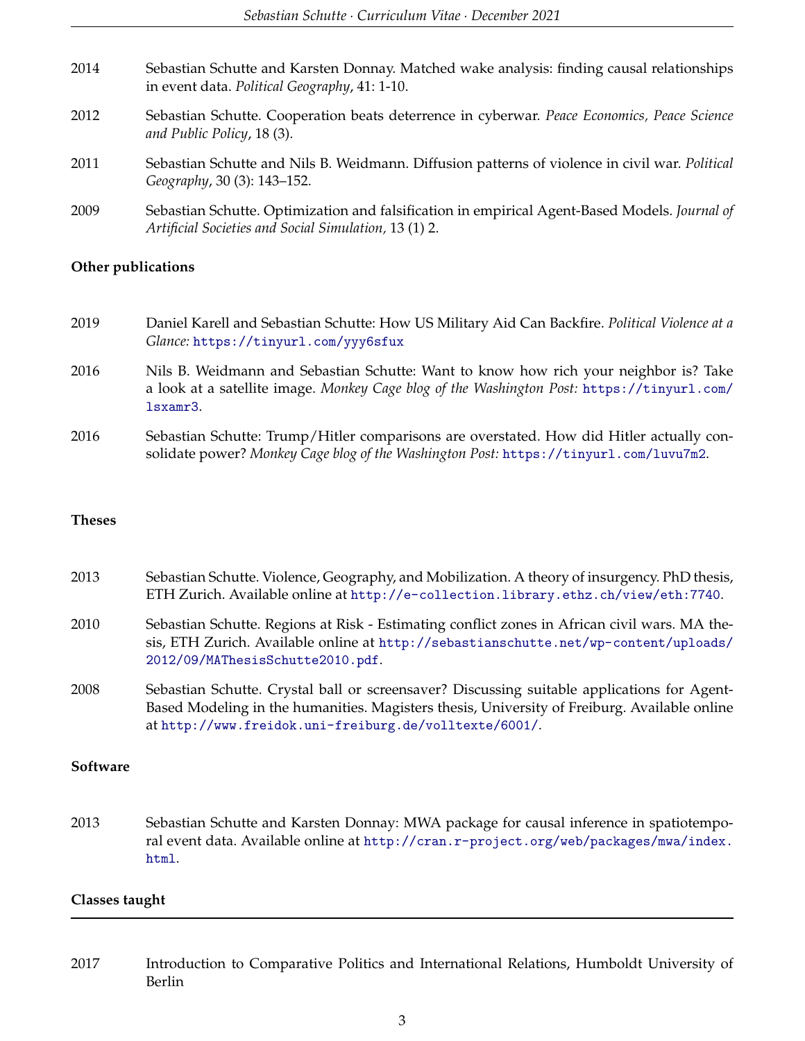2014 Sebastian Schutte and Karsten Donnay. Matched wake analysis: finding causal relationships in event data. *Political Geography*, 41: 1-10.

2012 Sebastian Schutte. Cooperation beats deterrence in cyberwar. *Peace Economics, Peace Science and Public Policy*, 18 (3).

2011 Sebastian Schutte and Nils B. Weidmann. Diffusion patterns of violence in civil war. *Political Geography*, 30 (3): 143–152.

2009 Sebastian Schutte. Optimization and falsification in empirical Agent-Based Models. *Journal of Artificial Societies and Social Simulation,* 13 (1) 2.

**Other publications**

2019 Daniel Karell and Sebastian Schutte: How US Military Aid Can Backfire. *Political Violence at a Glance:* https://tinyurl.com/yyy6sfux

2016 Nils B. Weidmann and Sebastian Schutte: Want to know how rich your neighbor is? Take a look at a satellite image. *Monkey Cage blog of the Washington Post:* https://tinyurl.com/lsxamr3.

2016 Sebastian Schutte: Trump/Hitler comparisons are overstated. How did Hitler actually consolidate power? *Monkey Cage blog of the Washington Post:* https://tinyurl.com/luvu7m2.

**Theses**

2013 Sebastian Schutte. Violence, Geography, and Mobilization. A theory of insurgency. PhD thesis, ETH Zurich. Available online at http://e-collection.library.ethz.ch/view/eth:7740.

2010 Sebastian Schutte. Regions at Risk - Estimating conflict zones in African civil wars. MA thesis, ETH Zurich. Available online at http://sebastianschutte.net/wp-content/uploads/2012/09/MAThesisSchutte2010.pdf.

2008 Sebastian Schutte. Crystal ball or screensaver? Discussing suitable applications for Agent-Based Modeling in the humanities. Magisters thesis, University of Freiburg. Available online at http://www.freidok.uni-freiburg.de/volltexte/6001/.

**Software**

2013 Sebastian Schutte and Karsten Donnay: MWA package for causal inference in spatiotemporal event data. Available online at http://cran.r-project.org/web/packages/mwa/index.html.

**Classes taught**

2017 Introduction to Comparative Politics and International Relations, Humboldt University of Berlin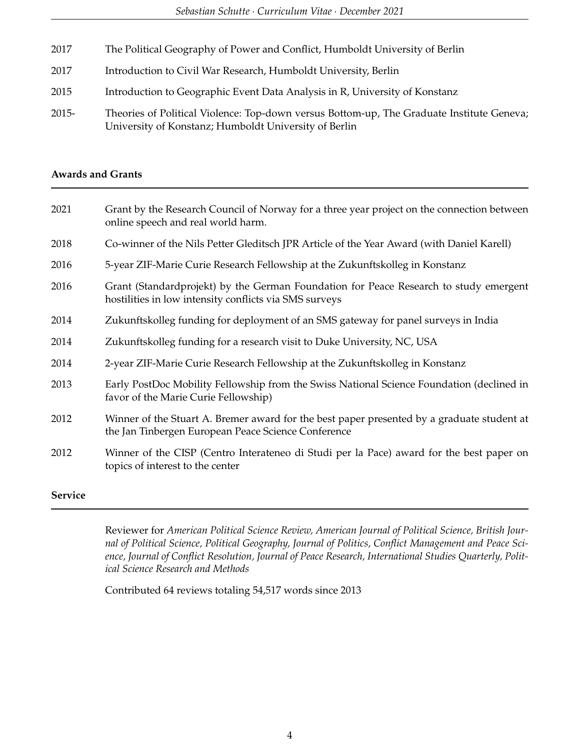2017 The Political Geography of Power and Conflict, Humboldt University of Berlin

2017 Introduction to Civil War Research, Humboldt University, Berlin

2015 Introduction to Geographic Event Data Analysis in R, University of Konstanz

2015- Theories of Political Violence: Top-down versus Bottom-up, The Graduate Institute Geneva; University of Konstanz; Humboldt University of Berlin

## Awards and Grants

2021 Grant by the Research Council of Norway for a three year project on the connection between online speech and real world harm.

2018 Co-winner of the Nils Petter Gleditsch JPR Article of the Year Award (with Daniel Karell)

2016 5-year ZIF-Marie Curie Research Fellowship at the Zukunftskolleg in Konstanz

2016 Grant (Standardprojekt) by the German Foundation for Peace Research to study emergent hostilities in low intensity conflicts via SMS surveys

2014 Zukunftskolleg funding for deployment of an SMS gateway for panel surveys in India

2014 Zukunftskolleg funding for a research visit to Duke University, NC, USA

2014 2-year ZIF-Marie Curie Research Fellowship at the Zukunftskolleg in Konstanz

2013 Early PostDoc Mobility Fellowship from the Swiss National Science Foundation (declined in favor of the Marie Curie Fellowship)

2012 Winner of the Stuart A. Bremer award for the best paper presented by a graduate student at the Jan Tinbergen European Peace Science Conference

2012 Winner of the CISP (Centro Interateneo di Studi per la Pace) award for the best paper on topics of interest to the center

## Service

Reviewer for *American Political Science Review, American Journal of Political Science, British Journal of Political Science, Political Geography, Journal of Politics, Conflict Management and Peace Science, Journal of Conflict Resolution, Journal of Peace Research, International Studies Quarterly, Political Science Research and Methods*

Contributed 64 reviews totaling 54,517 words since 2013